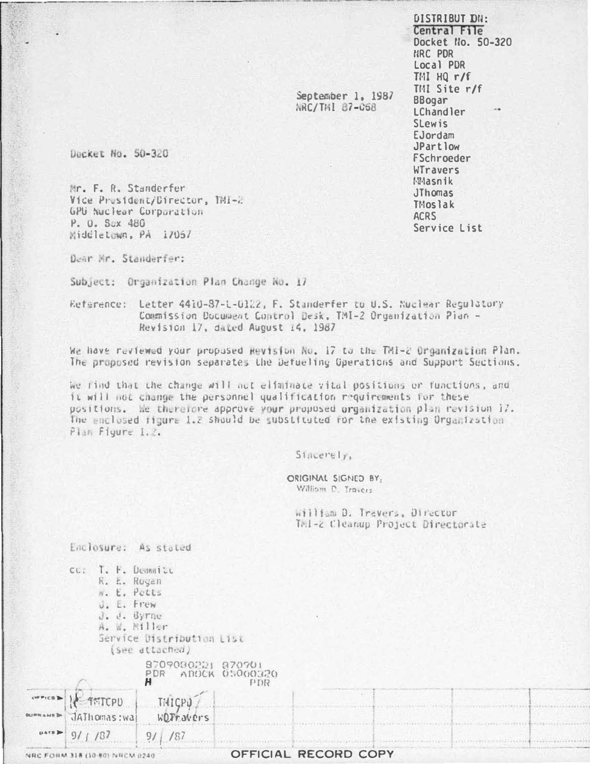DISTRIBUTION:
Central File
Docket No. 50-320
NRC PDR
Local PDR
TMI HQ r/f
TMI Site r/f
BBogar
LChandler
SLewis
EJordam
JPartlow
FSchroeder
WTravers
MMasnik
JThomas
TMoslak
ACRS
Service List

September 1, 1987
NRC/TMI 87-058

Docket No. 50-320

Mr. F. R. Standerfer
Vice President/Director, TMI-2
GPU Nuclear Corporation
P. O. Box 480
Middletown, PA 17057

Dear Mr. Standerfer:

Subject: Organization Plan Change No. 17

Reference: Letter 4410-87-L-0122, F. Standerfer to U.S. Nuclear Regulatory Commission Document Control Desk, TMI-2 Organization Plan - Revision 17, dated August 14, 1987

We have reviewed your proposed Revision No. 17 to the TMI-2 Organization Plan. The proposed revision separates the Defueling Operations and Support Sections.

We find that the change will not eliminate vital positions or functions, and it will not change the personnel qualification requirements for these positions. We therefore approve your proposed organization plan revision 17. The enclosed figure 1.2 should be substituted for the existing Organization Plan Figure 1.2.

Sincerely,

ORIGINAL SIGNED BY:
William D. Travers

William D. Travers, Director
TMI-2 Cleanup Project Directorate

Enclosure: As stated

cc: T. F. Demmitt
R. E. Rogan
W. E. Potts
J. E. Frew
J. J. Byrne
A. W. Miller
Service Distribution List
(see attached)

8709080221 870901
PDR ADOCK 05000320
H PDR

| OFFICE ▶ | TMICPD | TMICPD | | | | | |
|---|---|---|---|---|---|---|---|
| SURNAME ▶ | JAThomas:wa | WDTravers | | | | | |
| DATE ▶ | 9/ /87 | 9/ /87 | | | | | |

NRC FORM 318 (10-80) NRCM 0240

OFFICIAL RECORD COPY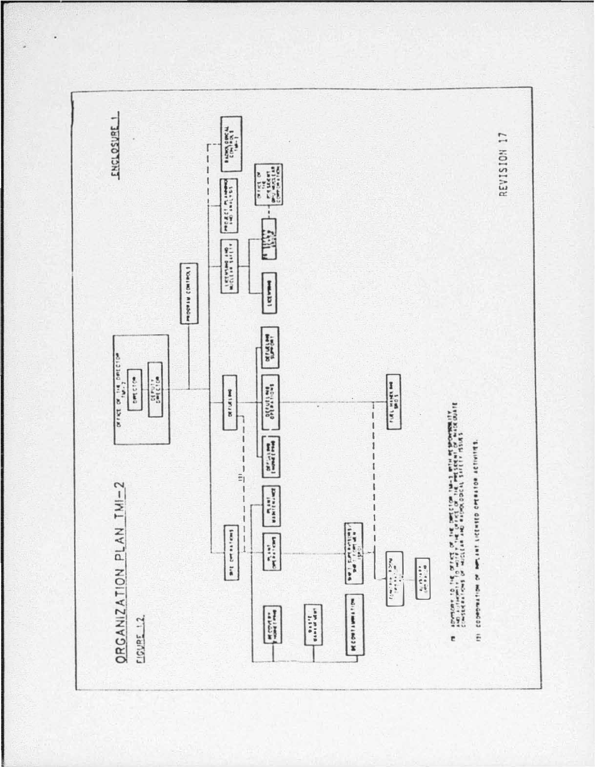# ORGANIZATION PLAN TMI-2

FIGURE 1.2

ENCLOSURE 1

- OFFICE OF THE DIRECTOR TMI-2
  - DIRECTOR
  - DEPUTY DIRECTOR
- PROGRAM CONTROLS
- SITE OPERATIONS
  - RECOVERY ENGINEERING
  - WASTE MANAGEMENT
  - DECONTAMINATION
  - PLANT OPERATIONS
  - PLANT MAINTENANCE
  - SHIFT SUPERVISOR/SHIFT FOREMAN (SROS)
    - CONTROL ROOM OPERATOR (ROS)
    - AUXILIARY OPERATORS
- DEFUELING
  - DEFUELING ENGINEERING
  - DEFUELING OPERATIONS
  - DEFUELING SUPPORT
  - FUEL HANDLING SROS
- LICENSING AND NUCLEAR SAFETY
  - LICENSING
  - SAFETY REVIEW GROUP
- PROJECT PLANNING AND ANALYSIS
- RADIOLOGICAL CONTROLS TMI-2
- OFFICE OF THE PRESIDENT GPU NUCLEAR CORPORATION

(1) ADVISORY TO THE OFFICE OF THE DIRECTOR TMI-2 WITH RESPONSIBILITY AND AUTHORITY TO NOTIFY THE OFFICE OF THE PRESIDENT OF INADEQUATE CONSIDERATIONS OF NUCLEAR AND RADIOLOGICAL SAFETY ISSUES

(2) COORDINATION OF PLANT LICENSED OPERATOR ACTIVITIES.

REVISION 17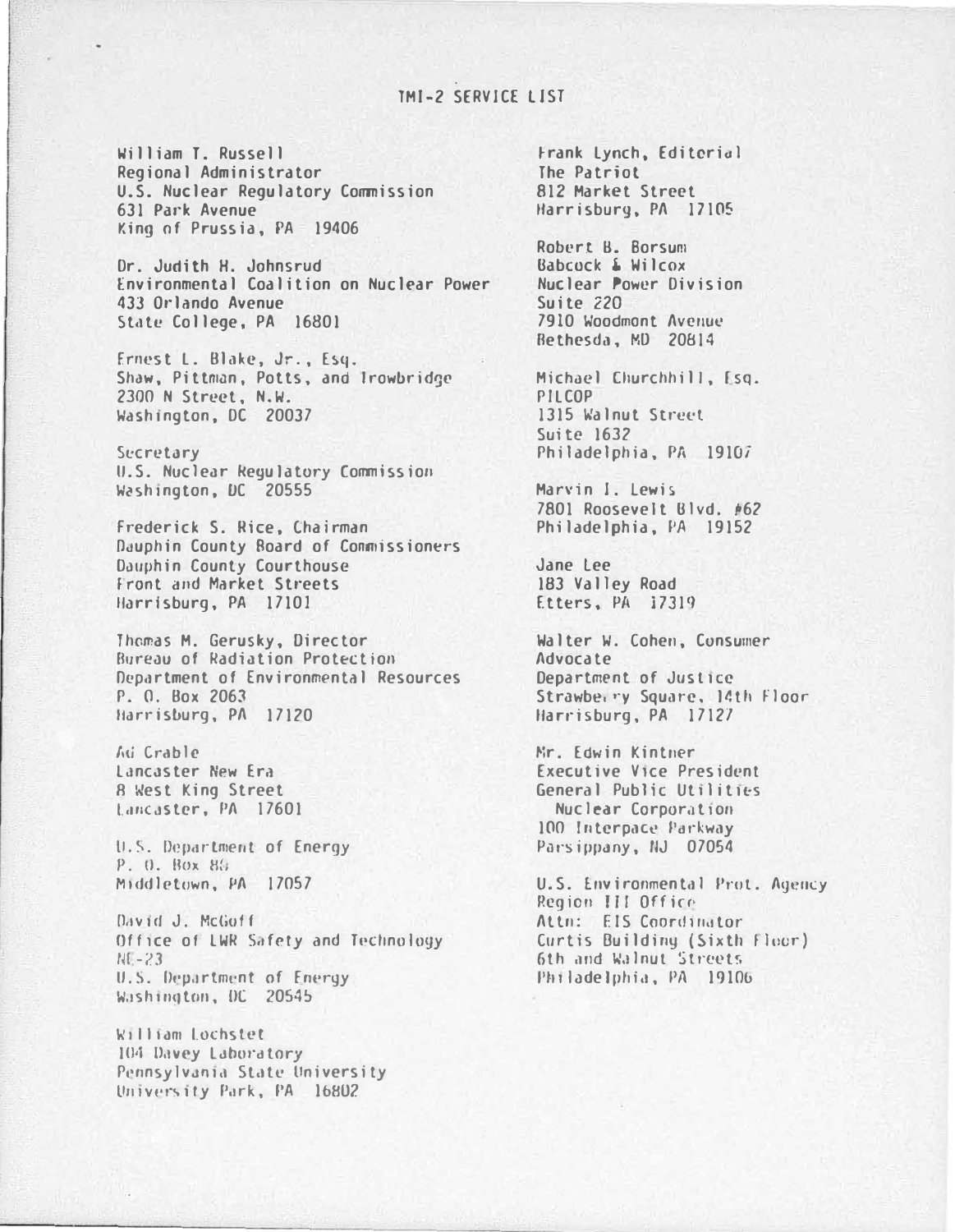# TMI-2 SERVICE LIST

William T. Russell
Regional Administrator
U.S. Nuclear Regulatory Commission
631 Park Avenue
King of Prussia, PA 19406

Dr. Judith H. Johnsrud
Environmental Coalition on Nuclear Power
433 Orlando Avenue
State College, PA 16801

Ernest L. Blake, Jr., Esq.
Shaw, Pittman, Potts, and Trowbridge
2300 N Street, N.W.
Washington, DC 20037

Secretary
U.S. Nuclear Regulatory Commission
Washington, DC 20555

Frederick S. Rice, Chairman
Dauphin County Board of Commissioners
Dauphin County Courthouse
Front and Market Streets
Harrisburg, PA 17101

Thomas M. Gerusky, Director
Bureau of Radiation Protection
Department of Environmental Resources
P. O. Box 2063
Harrisburg, PA 17120

Ad Crable
Lancaster New Era
8 West King Street
Lancaster, PA 17601

U.S. Department of Energy
P. O. Box 88
Middletown, PA 17057

David J. McGoff
Office of LWR Safety and Technology
NE-23
U.S. Department of Energy
Washington, DC 20545

William Lochstet
104 Davey Laboratory
Pennsylvania State University
University Park, PA 16802

Frank Lynch, Editorial
The Patriot
812 Market Street
Harrisburg, PA 17105

Robert B. Borsum
Babcock & Wilcox
Nuclear Power Division
Suite 220
7910 Woodmont Avenue
Bethesda, MD 20814

Michael Churchhill, Esq.
PILCOP
1315 Walnut Street
Suite 1632
Philadelphia, PA 19107

Marvin I. Lewis
7801 Roosevelt Blvd. #62
Philadelphia, PA 19152

Jane Lee
183 Valley Road
Etters, PA 17319

Walter W. Cohen, Consumer
Advocate
Department of Justice
Strawberry Square, 14th Floor
Harrisburg, PA 17127

Mr. Edwin Kintner
Executive Vice President
General Public Utilities
Nuclear Corporation
100 Interpace Parkway
Parsippany, NJ 07054

U.S. Environmental Prot. Agency
Region III Office
Attn: EIS Coordinator
Curtis Building (Sixth Floor)
6th and Walnut Streets
Philadelphia, PA 19106